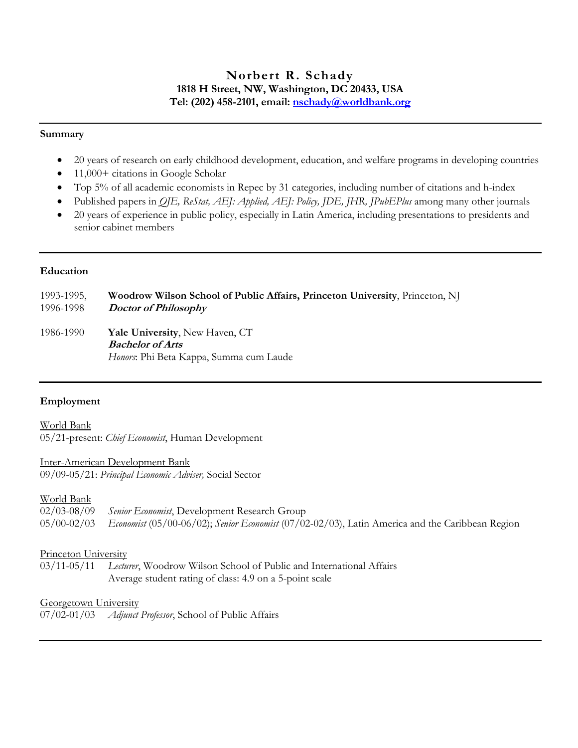# Norbert R. Schady

**1818 H Street, NW, Washington, DC 20433, USA**
**Tel: (202) 458-2101, email: nschady@worldbank.org**

---

## Summary

- 20 years of research on early childhood development, education, and welfare programs in developing countries
- 11,000+ citations in Google Scholar
- Top 5% of all academic economists in Repec by 31 categories, including number of citations and h-index
- Published papers in *QJE, ReStat, AEJ: Applied, AEJ: Policy, JDE, JHR, JPubEPlus* among many other journals
- 20 years of experience in public policy, especially in Latin America, including presentations to presidents and senior cabinet members

---

## Education

1993-1995, 1996-1998 — **Woodrow Wilson School of Public Affairs, Princeton University**, Princeton, NJ
***Doctor of Philosophy***

1986-1990 — **Yale University**, New Haven, CT
***Bachelor of Arts***
*Honors*: Phi Beta Kappa, Summa cum Laude

---

## Employment

World Bank
05/21-present: *Chief Economist*, Human Development

Inter-American Development Bank
09/09-05/21: *Principal Economic Adviser,* Social Sector

World Bank
02/03-08/09 *Senior Economist*, Development Research Group
05/00-02/03 *Economist* (05/00-06/02); *Senior Economist* (07/02-02/03), Latin America and the Caribbean Region

Princeton University
03/11-05/11 *Lecturer*, Woodrow Wilson School of Public and International Affairs
Average student rating of class: 4.9 on a 5-point scale

Georgetown University
07/02-01/03 *Adjunct Professor*, School of Public Affairs

---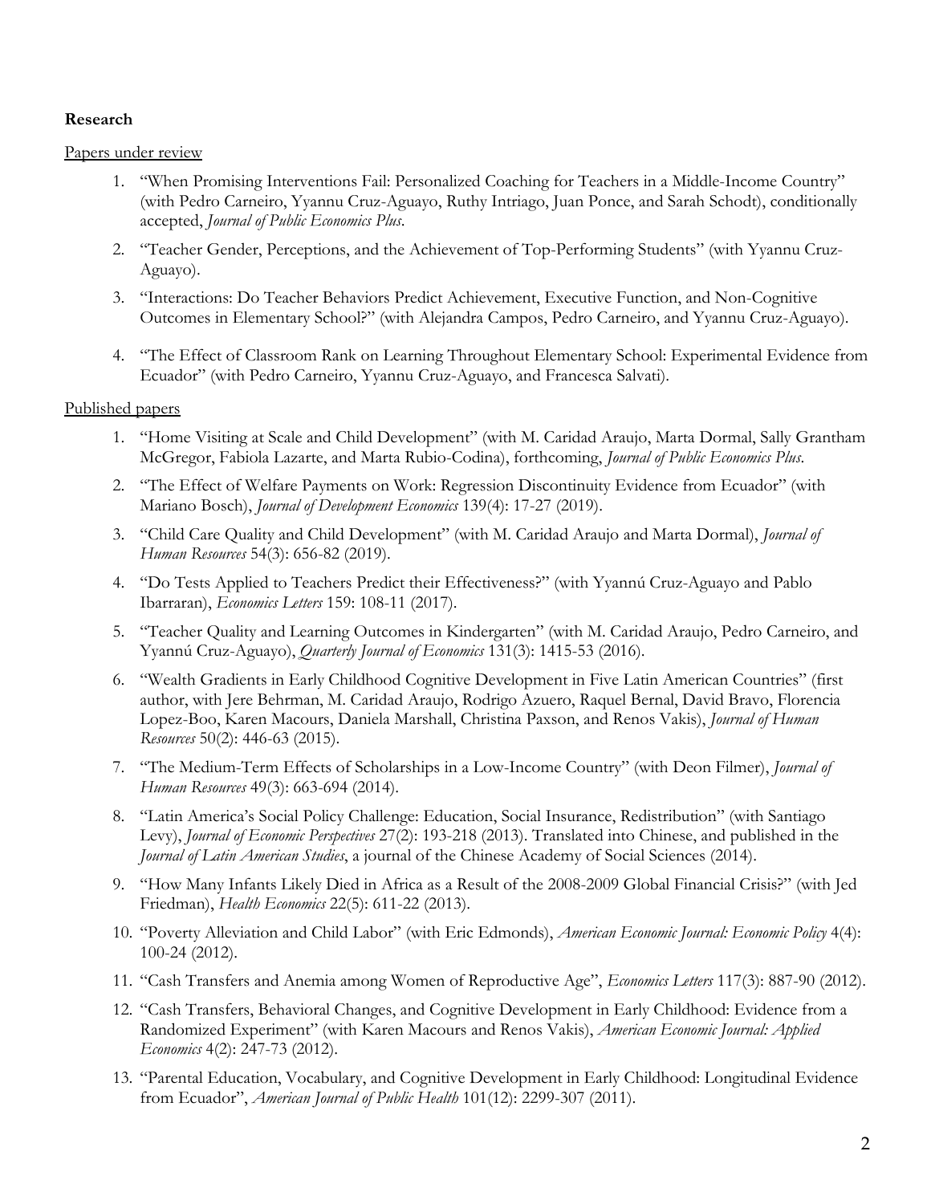**Research**

Papers under review

1. "When Promising Interventions Fail: Personalized Coaching for Teachers in a Middle-Income Country" (with Pedro Carneiro, Yyannu Cruz-Aguayo, Ruthy Intriago, Juan Ponce, and Sarah Schodt), conditionally accepted, *Journal of Public Economics Plus*.
2. "Teacher Gender, Perceptions, and the Achievement of Top-Performing Students" (with Yyannu Cruz-Aguayo).
3. "Interactions: Do Teacher Behaviors Predict Achievement, Executive Function, and Non-Cognitive Outcomes in Elementary School?" (with Alejandra Campos, Pedro Carneiro, and Yyannu Cruz-Aguayo).
4. "The Effect of Classroom Rank on Learning Throughout Elementary School: Experimental Evidence from Ecuador" (with Pedro Carneiro, Yyannu Cruz-Aguayo, and Francesca Salvati).

Published papers

1. "Home Visiting at Scale and Child Development" (with M. Caridad Araujo, Marta Dormal, Sally Grantham McGregor, Fabiola Lazarte, and Marta Rubio-Codina), forthcoming, *Journal of Public Economics Plus*.
2. "The Effect of Welfare Payments on Work: Regression Discontinuity Evidence from Ecuador" (with Mariano Bosch), *Journal of Development Economics* 139(4): 17-27 (2019).
3. "Child Care Quality and Child Development" (with M. Caridad Araujo and Marta Dormal), *Journal of Human Resources* 54(3): 656-82 (2019).
4. "Do Tests Applied to Teachers Predict their Effectiveness?" (with Yyannú Cruz-Aguayo and Pablo Ibarraran), *Economics Letters* 159: 108-11 (2017).
5. "Teacher Quality and Learning Outcomes in Kindergarten" (with M. Caridad Araujo, Pedro Carneiro, and Yyannú Cruz-Aguayo), *Quarterly Journal of Economics* 131(3): 1415-53 (2016).
6. "Wealth Gradients in Early Childhood Cognitive Development in Five Latin American Countries" (first author, with Jere Behrman, M. Caridad Araujo, Rodrigo Azuero, Raquel Bernal, David Bravo, Florencia Lopez-Boo, Karen Macours, Daniela Marshall, Christina Paxson, and Renos Vakis), *Journal of Human Resources* 50(2): 446-63 (2015).
7. "The Medium-Term Effects of Scholarships in a Low-Income Country" (with Deon Filmer), *Journal of Human Resources* 49(3): 663-694 (2014).
8. "Latin America's Social Policy Challenge: Education, Social Insurance, Redistribution" (with Santiago Levy), *Journal of Economic Perspectives* 27(2): 193-218 (2013). Translated into Chinese, and published in the *Journal of Latin American Studies*, a journal of the Chinese Academy of Social Sciences (2014).
9. "How Many Infants Likely Died in Africa as a Result of the 2008-2009 Global Financial Crisis?" (with Jed Friedman), *Health Economics* 22(5): 611-22 (2013).
10. "Poverty Alleviation and Child Labor" (with Eric Edmonds), *American Economic Journal: Economic Policy* 4(4): 100-24 (2012).
11. "Cash Transfers and Anemia among Women of Reproductive Age", *Economics Letters* 117(3): 887-90 (2012).
12. "Cash Transfers, Behavioral Changes, and Cognitive Development in Early Childhood: Evidence from a Randomized Experiment" (with Karen Macours and Renos Vakis), *American Economic Journal: Applied Economics* 4(2): 247-73 (2012).
13. "Parental Education, Vocabulary, and Cognitive Development in Early Childhood: Longitudinal Evidence from Ecuador", *American Journal of Public Health* 101(12): 2299-307 (2011).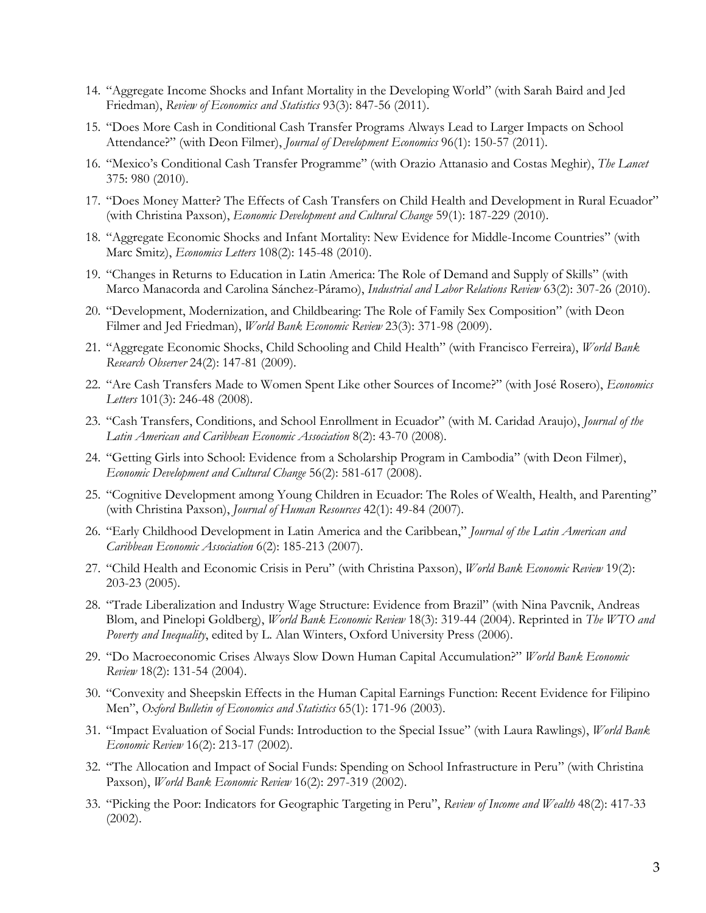14. "Aggregate Income Shocks and Infant Mortality in the Developing World" (with Sarah Baird and Jed Friedman), *Review of Economics and Statistics* 93(3): 847-56 (2011).
15. "Does More Cash in Conditional Cash Transfer Programs Always Lead to Larger Impacts on School Attendance?" (with Deon Filmer), *Journal of Development Economics* 96(1): 150-57 (2011).
16. "Mexico's Conditional Cash Transfer Programme" (with Orazio Attanasio and Costas Meghir), *The Lancet* 375: 980 (2010).
17. "Does Money Matter? The Effects of Cash Transfers on Child Health and Development in Rural Ecuador" (with Christina Paxson), *Economic Development and Cultural Change* 59(1): 187-229 (2010).
18. "Aggregate Economic Shocks and Infant Mortality: New Evidence for Middle-Income Countries" (with Marc Smitz), *Economics Letters* 108(2): 145-48 (2010).
19. "Changes in Returns to Education in Latin America: The Role of Demand and Supply of Skills" (with Marco Manacorda and Carolina Sánchez-Páramo), *Industrial and Labor Relations Review* 63(2): 307-26 (2010).
20. "Development, Modernization, and Childbearing: The Role of Family Sex Composition" (with Deon Filmer and Jed Friedman), *World Bank Economic Review* 23(3): 371-98 (2009).
21. "Aggregate Economic Shocks, Child Schooling and Child Health" (with Francisco Ferreira), *World Bank Research Observer* 24(2): 147-81 (2009).
22. "Are Cash Transfers Made to Women Spent Like other Sources of Income?" (with José Rosero), *Economics Letters* 101(3): 246-48 (2008).
23. "Cash Transfers, Conditions, and School Enrollment in Ecuador" (with M. Caridad Araujo), *Journal of the Latin American and Caribbean Economic Association* 8(2): 43-70 (2008).
24. "Getting Girls into School: Evidence from a Scholarship Program in Cambodia" (with Deon Filmer), *Economic Development and Cultural Change* 56(2): 581-617 (2008).
25. "Cognitive Development among Young Children in Ecuador: The Roles of Wealth, Health, and Parenting" (with Christina Paxson), *Journal of Human Resources* 42(1): 49-84 (2007).
26. "Early Childhood Development in Latin America and the Caribbean," *Journal of the Latin American and Caribbean Economic Association* 6(2): 185-213 (2007).
27. "Child Health and Economic Crisis in Peru" (with Christina Paxson), *World Bank Economic Review* 19(2): 203-23 (2005).
28. "Trade Liberalization and Industry Wage Structure: Evidence from Brazil" (with Nina Pavcnik, Andreas Blom, and Pinelopi Goldberg), *World Bank Economic Review* 18(3): 319-44 (2004). Reprinted in *The WTO and Poverty and Inequality*, edited by L. Alan Winters, Oxford University Press (2006).
29. "Do Macroeconomic Crises Always Slow Down Human Capital Accumulation?" *World Bank Economic Review* 18(2): 131-54 (2004).
30. "Convexity and Sheepskin Effects in the Human Capital Earnings Function: Recent Evidence for Filipino Men", *Oxford Bulletin of Economics and Statistics* 65(1): 171-96 (2003).
31. "Impact Evaluation of Social Funds: Introduction to the Special Issue" (with Laura Rawlings), *World Bank Economic Review* 16(2): 213-17 (2002).
32. "The Allocation and Impact of Social Funds: Spending on School Infrastructure in Peru" (with Christina Paxson), *World Bank Economic Review* 16(2): 297-319 (2002).
33. "Picking the Poor: Indicators for Geographic Targeting in Peru", *Review of Income and Wealth* 48(2): 417-33 (2002).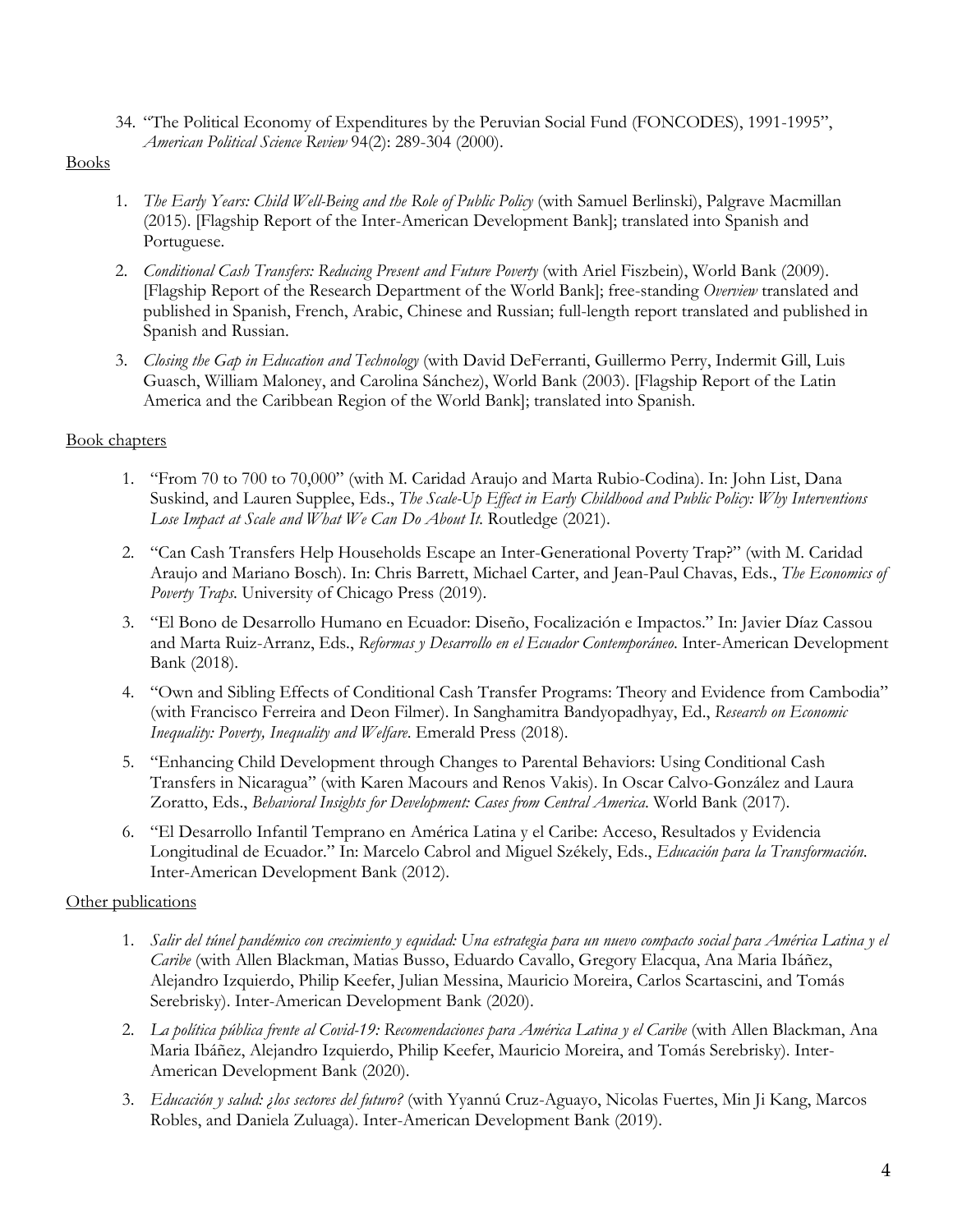34. "The Political Economy of Expenditures by the Peruvian Social Fund (FONCODES), 1991-1995", *American Political Science Review* 94(2): 289-304 (2000).

## Books

1. *The Early Years: Child Well-Being and the Role of Public Policy* (with Samuel Berlinski), Palgrave Macmillan (2015). [Flagship Report of the Inter-American Development Bank]; translated into Spanish and Portuguese.
2. *Conditional Cash Transfers: Reducing Present and Future Poverty* (with Ariel Fiszbein), World Bank (2009). [Flagship Report of the Research Department of the World Bank]; free-standing *Overview* translated and published in Spanish, French, Arabic, Chinese and Russian; full-length report translated and published in Spanish and Russian.
3. *Closing the Gap in Education and Technology* (with David DeFerranti, Guillermo Perry, Indermit Gill, Luis Guasch, William Maloney, and Carolina Sánchez), World Bank (2003). [Flagship Report of the Latin America and the Caribbean Region of the World Bank]; translated into Spanish.

## Book chapters

1. "From 70 to 700 to 70,000" (with M. Caridad Araujo and Marta Rubio-Codina). In: John List, Dana Suskind, and Lauren Supplee, Eds., *The Scale-Up Effect in Early Childhood and Public Policy: Why Interventions Lose Impact at Scale and What We Can Do About It*. Routledge (2021).
2. "Can Cash Transfers Help Households Escape an Inter-Generational Poverty Trap?" (with M. Caridad Araujo and Mariano Bosch). In: Chris Barrett, Michael Carter, and Jean-Paul Chavas, Eds., *The Economics of Poverty Traps*. University of Chicago Press (2019).
3. "El Bono de Desarrollo Humano en Ecuador: Diseño, Focalización e Impactos." In: Javier Díaz Cassou and Marta Ruiz-Arranz, Eds., *Reformas y Desarrollo en el Ecuador Contemporáneo*. Inter-American Development Bank (2018).
4. "Own and Sibling Effects of Conditional Cash Transfer Programs: Theory and Evidence from Cambodia" (with Francisco Ferreira and Deon Filmer). In Sanghamitra Bandyopadhyay, Ed., *Research on Economic Inequality: Poverty, Inequality and Welfare*. Emerald Press (2018).
5. "Enhancing Child Development through Changes to Parental Behaviors: Using Conditional Cash Transfers in Nicaragua" (with Karen Macours and Renos Vakis). In Oscar Calvo-González and Laura Zoratto, Eds., *Behavioral Insights for Development: Cases from Central America*. World Bank (2017).
6. "El Desarrollo Infantil Temprano en América Latina y el Caribe: Acceso, Resultados y Evidencia Longitudinal de Ecuador." In: Marcelo Cabrol and Miguel Székely, Eds., *Educación para la Transformación*. Inter-American Development Bank (2012).

## Other publications

1. *Salir del túnel pandémico con crecimiento y equidad: Una estrategia para un nuevo compacto social para América Latina y el Caribe* (with Allen Blackman, Matias Busso, Eduardo Cavallo, Gregory Elacqua, Ana Maria Ibáñez, Alejandro Izquierdo, Philip Keefer, Julian Messina, Mauricio Moreira, Carlos Scartascini, and Tomás Serebrisky). Inter-American Development Bank (2020).
2. *La política pública frente al Covid-19: Recomendaciones para América Latina y el Caribe* (with Allen Blackman, Ana Maria Ibáñez, Alejandro Izquierdo, Philip Keefer, Mauricio Moreira, and Tomás Serebrisky). Inter-American Development Bank (2020).
3. *Educación y salud: ¿los sectores del futuro?* (with Yyannú Cruz-Aguayo, Nicolas Fuertes, Min Ji Kang, Marcos Robles, and Daniela Zuluaga). Inter-American Development Bank (2019).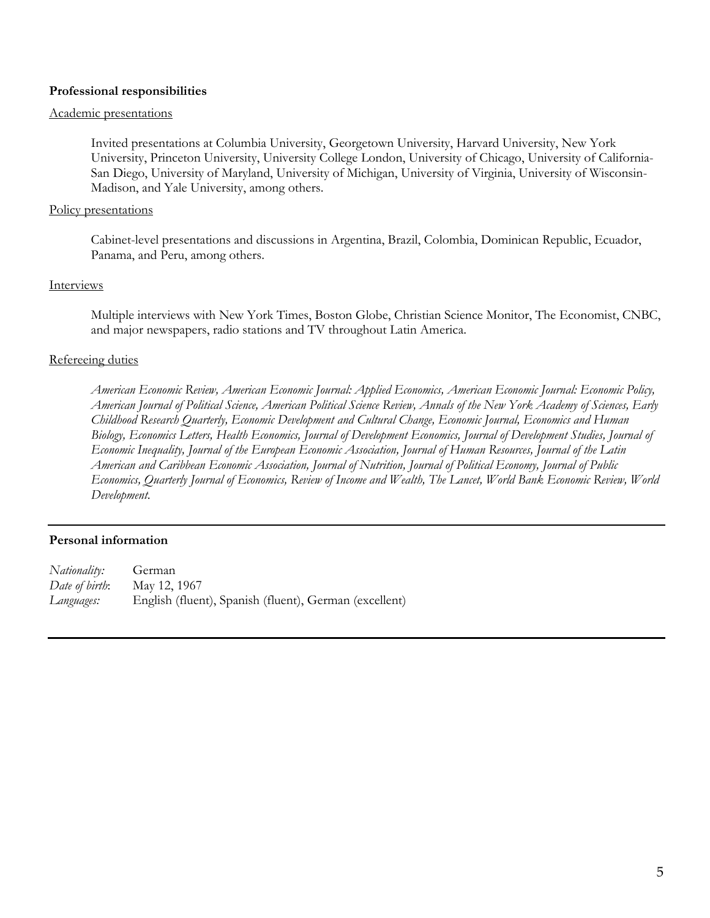**Professional responsibilities**

Academic presentations

Invited presentations at Columbia University, Georgetown University, Harvard University, New York University, Princeton University, University College London, University of Chicago, University of California-San Diego, University of Maryland, University of Michigan, University of Virginia, University of Wisconsin-Madison, and Yale University, among others.

Policy presentations

Cabinet-level presentations and discussions in Argentina, Brazil, Colombia, Dominican Republic, Ecuador, Panama, and Peru, among others.

Interviews

Multiple interviews with New York Times, Boston Globe, Christian Science Monitor, The Economist, CNBC, and major newspapers, radio stations and TV throughout Latin America.

Refereeing duties

*American Economic Review, American Economic Journal: Applied Economics, American Economic Journal: Economic Policy, American Journal of Political Science, American Political Science Review, Annals of the New York Academy of Sciences, Early Childhood Research Quarterly, Economic Development and Cultural Change, Economic Journal, Economics and Human Biology, Economics Letters, Health Economics, Journal of Development Economics, Journal of Development Studies, Journal of Economic Inequality, Journal of the European Economic Association, Journal of Human Resources, Journal of the Latin American and Caribbean Economic Association, Journal of Nutrition, Journal of Political Economy, Journal of Public Economics, Quarterly Journal of Economics, Review of Income and Wealth, The Lancet, World Bank Economic Review, World Development.*

---

**Personal information**

| | |
|---|---|
| *Nationality:* | German |
| *Date of birth*: | May 12, 1967 |
| *Languages:* | English (fluent), Spanish (fluent), German (excellent) |

---